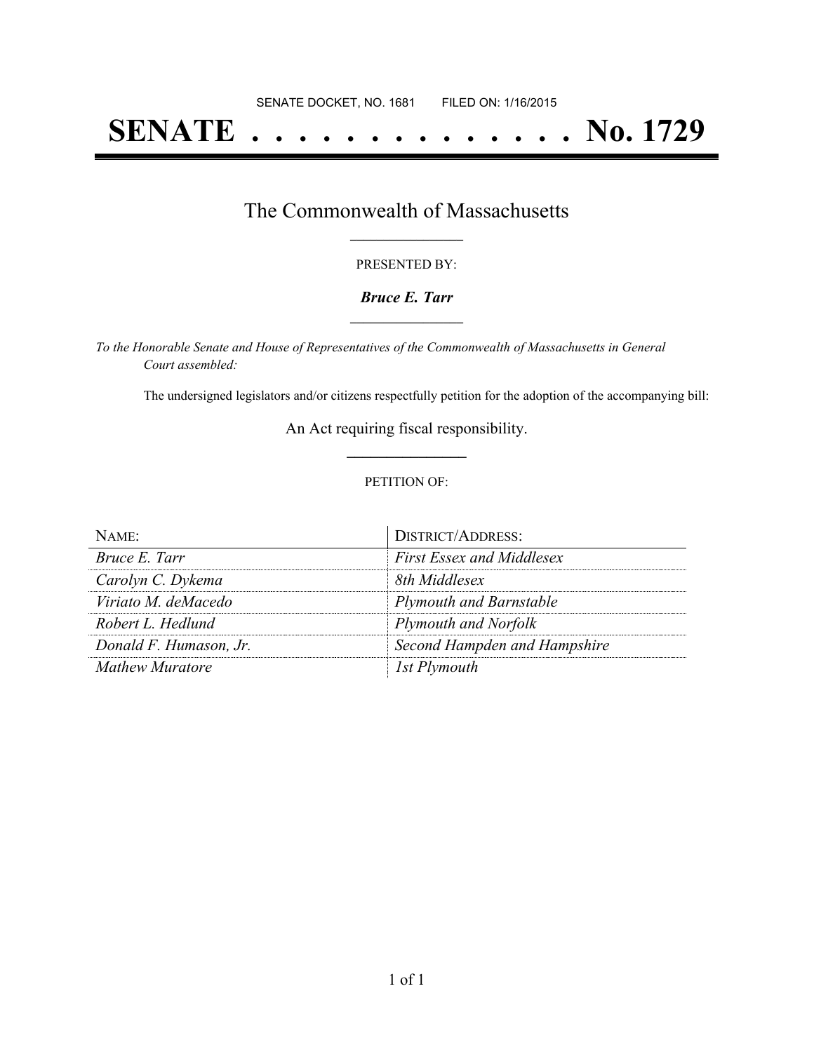SENATE DOCKET, NO. 1681        FILED ON: 1/16/2015

# SENATE . . . . . . . . . . . . . . No. 1729

## The Commonwealth of Massachusetts

PRESENTED BY:

***Bruce E. Tarr***

*To the Honorable Senate and House of Representatives of the Commonwealth of Massachusetts in General Court assembled:*

The undersigned legislators and/or citizens respectfully petition for the adoption of the accompanying bill:

An Act requiring fiscal responsibility.

PETITION OF:

| NAME: | DISTRICT/ADDRESS: |
|---|---|
| *Bruce E. Tarr* | *First Essex and Middlesex* |
| *Carolyn C. Dykema* | *8th Middlesex* |
| *Viriato M. deMacedo* | *Plymouth and Barnstable* |
| *Robert L. Hedlund* | *Plymouth and Norfolk* |
| *Donald F. Humason, Jr.* | *Second Hampden and Hampshire* |
| *Mathew Muratore* | *1st Plymouth* |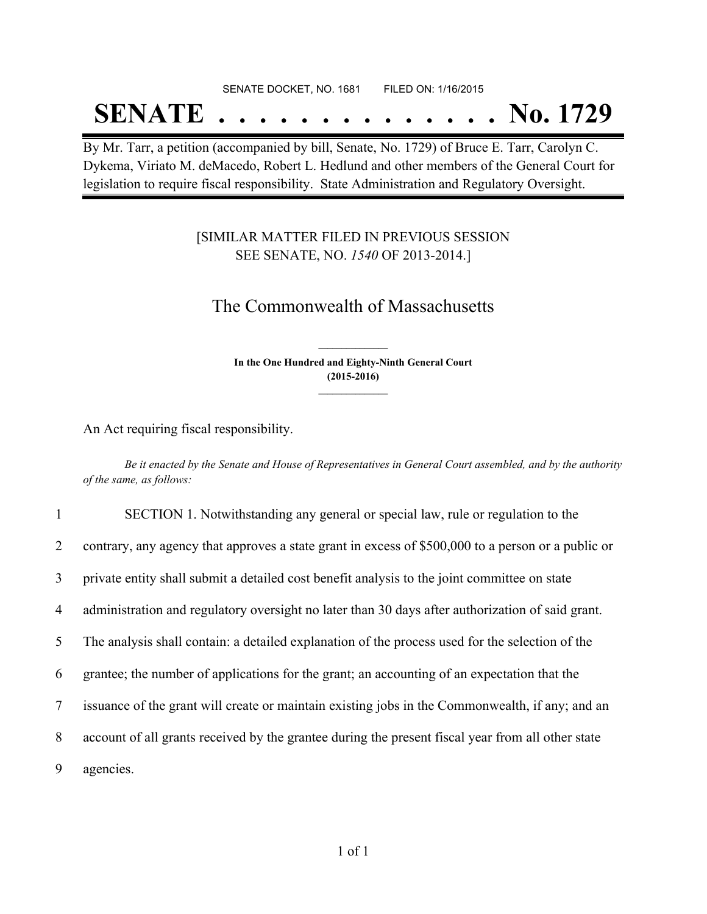SENATE DOCKET, NO. 1681        FILED ON: 1/16/2015

# SENATE . . . . . . . . . . . . . . No. 1729

By Mr. Tarr, a petition (accompanied by bill, Senate, No. 1729) of Bruce E. Tarr, Carolyn C. Dykema, Viriato M. deMacedo, Robert L. Hedlund and other members of the General Court for legislation to require fiscal responsibility. State Administration and Regulatory Oversight.

[SIMILAR MATTER FILED IN PREVIOUS SESSION
SEE SENATE, NO. *1540* OF 2013-2014.]

## The Commonwealth of Massachusetts

**In the One Hundred and Eighty-Ninth General Court
(2015-2016)**

An Act requiring fiscal responsibility.

*Be it enacted by the Senate and House of Representatives in General Court assembled, and by the authority of the same, as follows:*

1 SECTION 1. Notwithstanding any general or special law, rule or regulation to the
2 contrary, any agency that approves a state grant in excess of $500,000 to a person or a public or
3 private entity shall submit a detailed cost benefit analysis to the joint committee on state
4 administration and regulatory oversight no later than 30 days after authorization of said grant.
5 The analysis shall contain: a detailed explanation of the process used for the selection of the
6 grantee; the number of applications for the grant; an accounting of an expectation that the
7 issuance of the grant will create or maintain existing jobs in the Commonwealth, if any; and an
8 account of all grants received by the grantee during the present fiscal year from all other state
9 agencies.